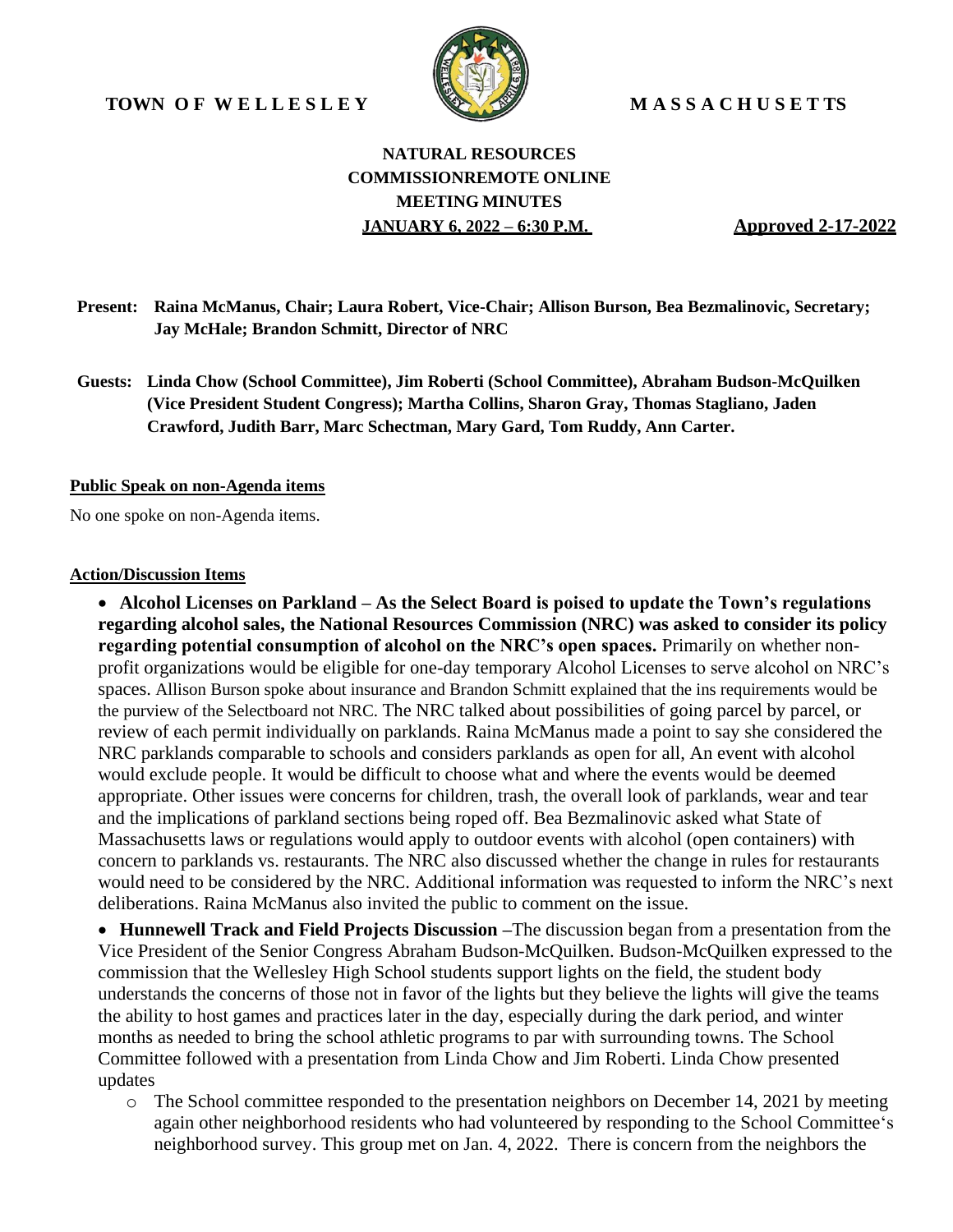**TOWN OF WELLESLEY** **MASSACHUSETTS**

**NATURAL RESOURCES COMMISSIONREMOTE ONLINE MEETING MINUTES**
**JANUARY 6, 2022 – 6:30 P.M.** **Approved 2-17-2022**

**Present: Raina McManus, Chair; Laura Robert, Vice-Chair; Allison Burson, Bea Bezmalinovic, Secretary; Jay McHale; Brandon Schmitt, Director of NRC**

**Guests: Linda Chow (School Committee), Jim Roberti (School Committee), Abraham Budson-McQuilken (Vice President Student Congress); Martha Collins, Sharon Gray, Thomas Stagliano, Jaden Crawford, Judith Barr, Marc Schectman, Mary Gard, Tom Ruddy, Ann Carter.**

**Public Speak on non-Agenda items**

No one spoke on non-Agenda items.

**Action/Discussion Items**

- **Alcohol Licenses on Parkland – As the Select Board is poised to update the Town's regulations regarding alcohol sales, the National Resources Commission (NRC) was asked to consider its policy regarding potential consumption of alcohol on the NRC's open spaces.** Primarily on whether non-profit organizations would be eligible for one-day temporary Alcohol Licenses to serve alcohol on NRC's spaces. Allison Burson spoke about insurance and Brandon Schmitt explained that the ins requirements would be the purview of the Selectboard not NRC. The NRC talked about possibilities of going parcel by parcel, or review of each permit individually on parklands. Raina McManus made a point to say she considered the NRC parklands comparable to schools and considers parklands as open for all, An event with alcohol would exclude people. It would be difficult to choose what and where the events would be deemed appropriate. Other issues were concerns for children, trash, the overall look of parklands, wear and tear and the implications of parkland sections being roped off. Bea Bezmalinovic asked what State of Massachusetts laws or regulations would apply to outdoor events with alcohol (open containers) with concern to parklands vs. restaurants. The NRC also discussed whether the change in rules for restaurants would need to be considered by the NRC. Additional information was requested to inform the NRC's next deliberations. Raina McManus also invited the public to comment on the issue.
- **Hunnewell Track and Field Projects Discussion** –The discussion began from a presentation from the Vice President of the Senior Congress Abraham Budson-McQuilken. Budson-McQuilken expressed to the commission that the Wellesley High School students support lights on the field, the student body understands the concerns of those not in favor of the lights but they believe the lights will give the teams the ability to host games and practices later in the day, especially during the dark period, and winter months as needed to bring the school athletic programs to par with surrounding towns. The School Committee followed with a presentation from Linda Chow and Jim Roberti. Linda Chow presented updates
  - The School committee responded to the presentation neighbors on December 14, 2021 by meeting again other neighborhood residents who had volunteered by responding to the School Committee's neighborhood survey. This group met on Jan. 4, 2022. There is concern from the neighbors the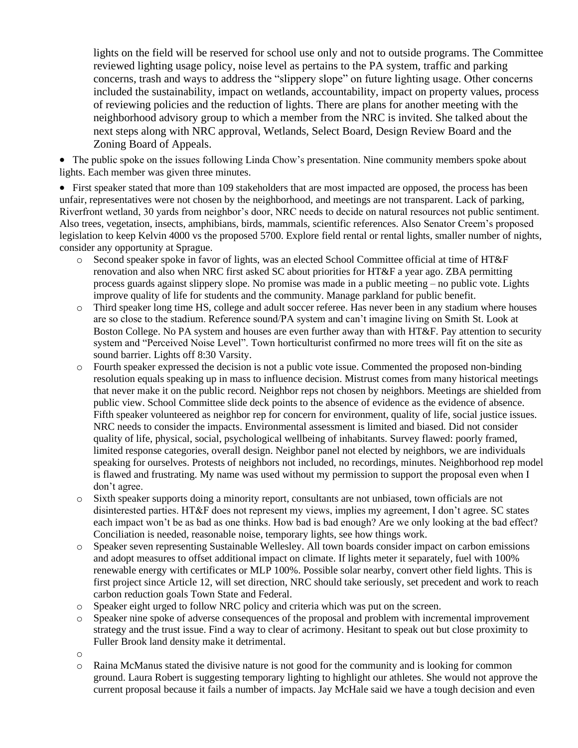lights on the field will be reserved for school use only and not to outside programs. The Committee reviewed lighting usage policy, noise level as pertains to the PA system, traffic and parking concerns, trash and ways to address the "slippery slope" on future lighting usage. Other concerns included the sustainability, impact on wetlands, accountability, impact on property values, process of reviewing policies and the reduction of lights. There are plans for another meeting with the neighborhood advisory group to which a member from the NRC is invited. She talked about the next steps along with NRC approval, Wetlands, Select Board, Design Review Board and the Zoning Board of Appeals.

- The public spoke on the issues following Linda Chow's presentation. Nine community members spoke about lights. Each member was given three minutes.
- First speaker stated that more than 109 stakeholders that are most impacted are opposed, the process has been unfair, representatives were not chosen by the neighborhood, and meetings are not transparent. Lack of parking, Riverfront wetland, 30 yards from neighbor's door, NRC needs to decide on natural resources not public sentiment. Also trees, vegetation, insects, amphibians, birds, mammals, scientific references. Also Senator Creem's proposed legislation to keep Kelvin 4000 vs the proposed 5700. Explore field rental or rental lights, smaller number of nights, consider any opportunity at Sprague.
  - Second speaker spoke in favor of lights, was an elected School Committee official at time of HT&F renovation and also when NRC first asked SC about priorities for HT&F a year ago. ZBA permitting process guards against slippery slope. No promise was made in a public meeting – no public vote. Lights improve quality of life for students and the community. Manage parkland for public benefit.
  - Third speaker long time HS, college and adult soccer referee. Has never been in any stadium where houses are so close to the stadium. Reference sound/PA system and can't imagine living on Smith St. Look at Boston College. No PA system and houses are even further away than with HT&F. Pay attention to security system and "Perceived Noise Level". Town horticulturist confirmed no more trees will fit on the site as sound barrier. Lights off 8:30 Varsity.
  - Fourth speaker expressed the decision is not a public vote issue. Commented the proposed non-binding resolution equals speaking up in mass to influence decision. Mistrust comes from many historical meetings that never make it on the public record. Neighbor reps not chosen by neighbors. Meetings are shielded from public view. School Committee slide deck points to the absence of evidence as the evidence of absence. Fifth speaker volunteered as neighbor rep for concern for environment, quality of life, social justice issues. NRC needs to consider the impacts. Environmental assessment is limited and biased. Did not consider quality of life, physical, social, psychological wellbeing of inhabitants. Survey flawed: poorly framed, limited response categories, overall design. Neighbor panel not elected by neighbors, we are individuals speaking for ourselves. Protests of neighbors not included, no recordings, minutes. Neighborhood rep model is flawed and frustrating. My name was used without my permission to support the proposal even when I don't agree.
  - Sixth speaker supports doing a minority report, consultants are not unbiased, town officials are not disinterested parties. HT&F does not represent my views, implies my agreement, I don't agree. SC states each impact won't be as bad as one thinks. How bad is bad enough? Are we only looking at the bad effect? Conciliation is needed, reasonable noise, temporary lights, see how things work.
  - Speaker seven representing Sustainable Wellesley. All town boards consider impact on carbon emissions and adopt measures to offset additional impact on climate. If lights meter it separately, fuel with 100% renewable energy with certificates or MLP 100%. Possible solar nearby, convert other field lights. This is first project since Article 12, will set direction, NRC should take seriously, set precedent and work to reach carbon reduction goals Town State and Federal.
  - Speaker eight urged to follow NRC policy and criteria which was put on the screen.
  - Speaker nine spoke of adverse consequences of the proposal and problem with incremental improvement strategy and the trust issue. Find a way to clear of acrimony. Hesitant to speak out but close proximity to Fuller Brook land density make it detrimental.
  - Raina McManus stated the divisive nature is not good for the community and is looking for common ground. Laura Robert is suggesting temporary lighting to highlight our athletes. She would not approve the current proposal because it fails a number of impacts. Jay McHale said we have a tough decision and even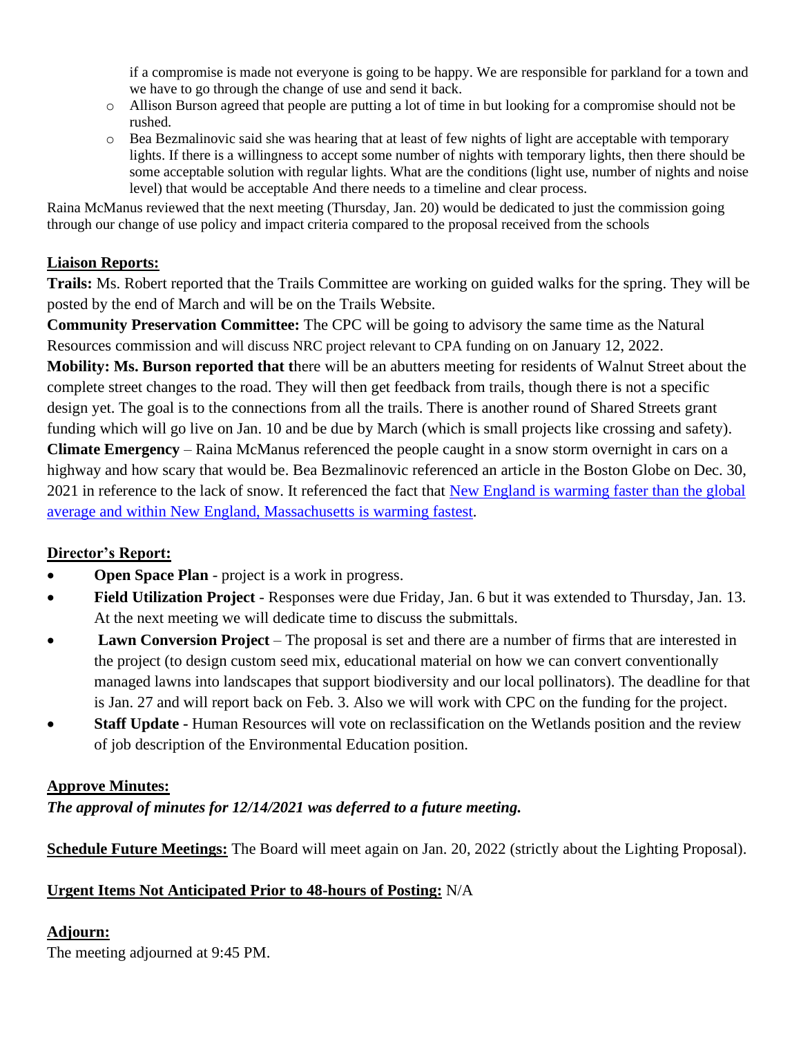if a compromise is made not everyone is going to be happy. We are responsible for parkland for a town and we have to go through the change of use and send it back.

- Allison Burson agreed that people are putting a lot of time in but looking for a compromise should not be rushed.
- Bea Bezmalinovic said she was hearing that at least of few nights of light are acceptable with temporary lights. If there is a willingness to accept some number of nights with temporary lights, then there should be some acceptable solution with regular lights. What are the conditions (light use, number of nights and noise level) that would be acceptable And there needs to a timeline and clear process.

Raina McManus reviewed that the next meeting (Thursday, Jan. 20) would be dedicated to just the commission going through our change of use policy and impact criteria compared to the proposal received from the schools

## Liaison Reports:

**Trails:** Ms. Robert reported that the Trails Committee are working on guided walks for the spring. They will be posted by the end of March and will be on the Trails Website.

**Community Preservation Committee:** The CPC will be going to advisory the same time as the Natural Resources commission and will discuss NRC project relevant to CPA funding on on January 12, 2022.

**Mobility: Ms. Burson reported that t**here will be an abutters meeting for residents of Walnut Street about the complete street changes to the road. They will then get feedback from trails, though there is not a specific design yet. The goal is to the connections from all the trails. There is another round of Shared Streets grant funding which will go live on Jan. 10 and be due by March (which is small projects like crossing and safety).

**Climate Emergency** – Raina McManus referenced the people caught in a snow storm overnight in cars on a highway and how scary that would be. Bea Bezmalinovic referenced an article in the Boston Globe on Dec. 30, 2021 in reference to the lack of snow. It referenced the fact that New England is warming faster than the global average and within New England, Massachusetts is warming fastest.

## Director's Report:

- **Open Space Plan** - project is a work in progress.
- **Field Utilization Project** - Responses were due Friday, Jan. 6 but it was extended to Thursday, Jan. 13. At the next meeting we will dedicate time to discuss the submittals.
- **Lawn Conversion Project** – The proposal is set and there are a number of firms that are interested in the project (to design custom seed mix, educational material on how we can convert conventionally managed lawns into landscapes that support biodiversity and our local pollinators). The deadline for that is Jan. 27 and will report back on Feb. 3. Also we will work with CPC on the funding for the project.
- **Staff Update** - Human Resources will vote on reclassification on the Wetlands position and the review of job description of the Environmental Education position.

## Approve Minutes:

***The approval of minutes for 12/14/2021 was deferred to a future meeting.***

**Schedule Future Meetings:** The Board will meet again on Jan. 20, 2022 (strictly about the Lighting Proposal).

**Urgent Items Not Anticipated Prior to 48-hours of Posting:** N/A

## Adjourn:

The meeting adjourned at 9:45 PM.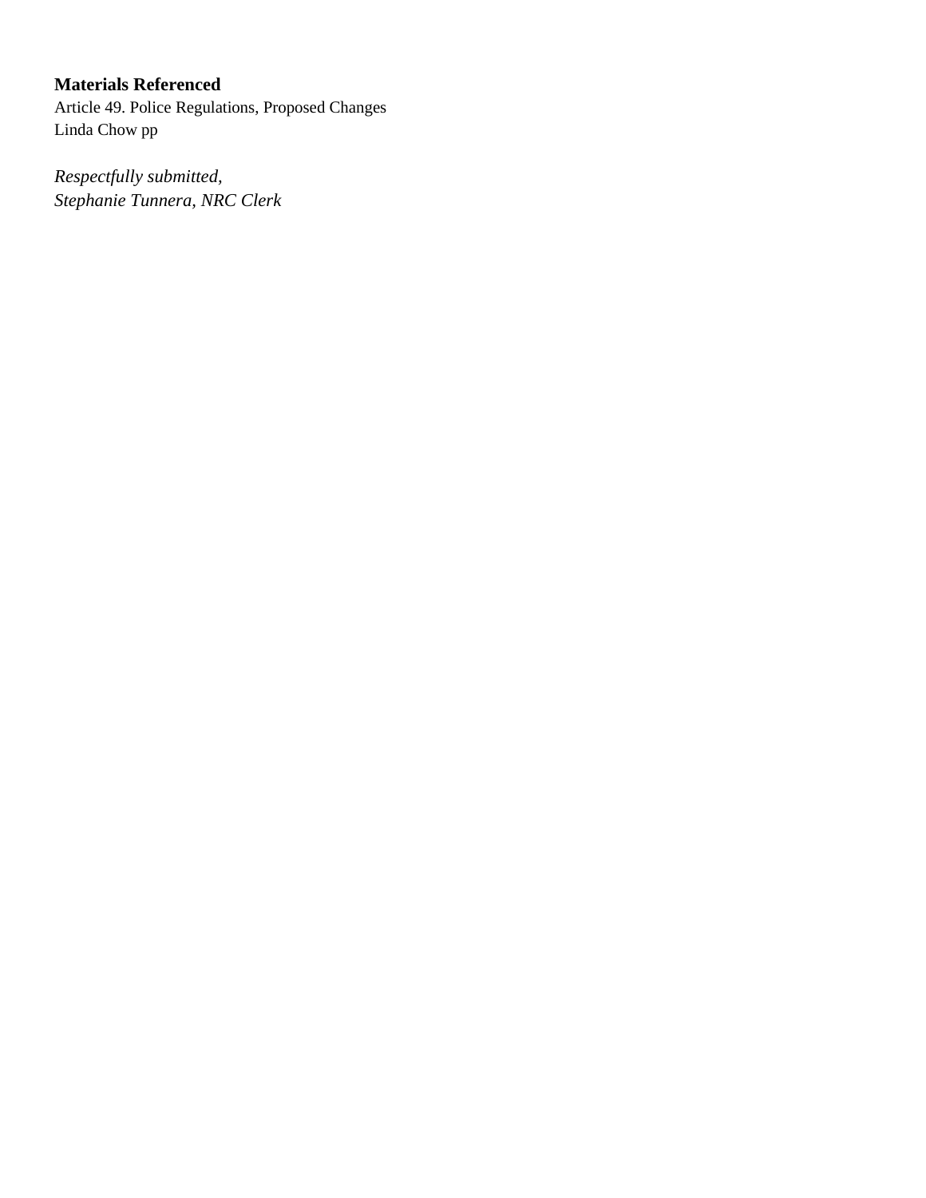**Materials Referenced**
Article 49. Police Regulations, Proposed Changes
Linda Chow pp

*Respectfully submitted,*
*Stephanie Tunnera, NRC Clerk*